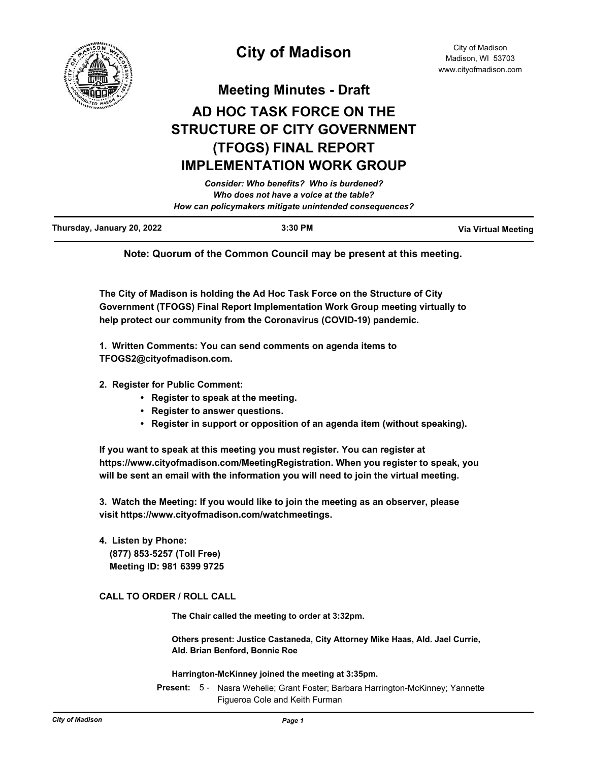# City of Madison

City of Madison
Madison, WI 53703
www.cityofmadison.com

## Meeting Minutes - Draft

# AD HOC TASK FORCE ON THE STRUCTURE OF CITY GOVERNMENT (TFOGS) FINAL REPORT IMPLEMENTATION WORK GROUP

*Consider: Who benefits? Who is burdened?*
*Who does not have a voice at the table?*
*How can policymakers mitigate unintended consequences?*

**Thursday, January 20, 2022** | **3:30 PM** | **Via Virtual Meeting**

**Note: Quorum of the Common Council may be present at this meeting.**

**The City of Madison is holding the Ad Hoc Task Force on the Structure of City Government (TFOGS) Final Report Implementation Work Group meeting virtually to help protect our community from the Coronavirus (COVID-19) pandemic.**

**1. Written Comments: You can send comments on agenda items to TFOGS2@cityofmadison.com.**

**2. Register for Public Comment:**

- **Register to speak at the meeting.**
- **Register to answer questions.**
- **Register in support or opposition of an agenda item (without speaking).**

**If you want to speak at this meeting you must register. You can register at https://www.cityofmadison.com/MeetingRegistration. When you register to speak, you will be sent an email with the information you will need to join the virtual meeting.**

**3. Watch the Meeting: If you would like to join the meeting as an observer, please visit https://www.cityofmadison.com/watchmeetings.**

**4. Listen by Phone:**
**(877) 853-5257 (Toll Free)**
**Meeting ID: 981 6399 9725**

### CALL TO ORDER / ROLL CALL

**The Chair called the meeting to order at 3:32pm.**

**Others present: Justice Castaneda, City Attorney Mike Haas, Ald. Jael Currie, Ald. Brian Benford, Bonnie Roe**

**Harrington-McKinney joined the meeting at 3:35pm.**

**Present:** 5 - Nasra Wehelie; Grant Foster; Barbara Harrington-McKinney; Yannette Figueroa Cole and Keith Furman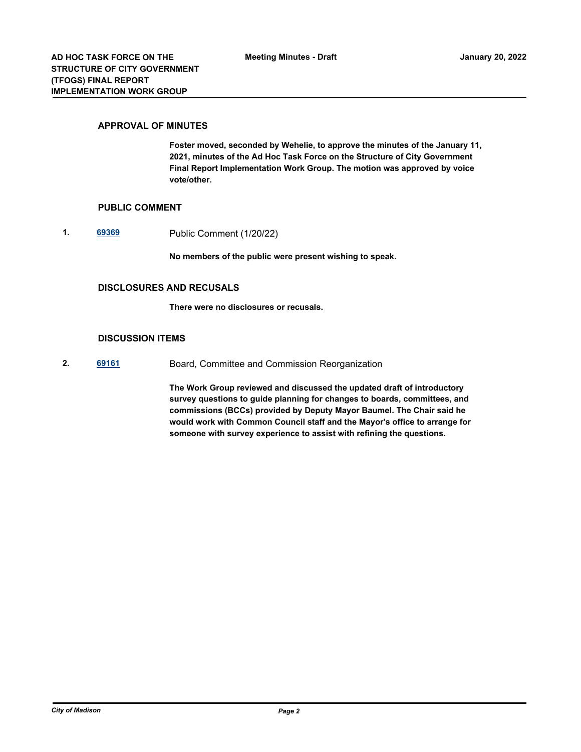## APPROVAL OF MINUTES

**Foster moved, seconded by Wehelie, to approve the minutes of the January 11, 2021, minutes of the Ad Hoc Task Force on the Structure of City Government Final Report Implementation Work Group. The motion was approved by voice vote/other.**

## PUBLIC COMMENT

**1.** **69369** Public Comment (1/20/22)

**No members of the public were present wishing to speak.**

## DISCLOSURES AND RECUSALS

**There were no disclosures or recusals.**

## DISCUSSION ITEMS

**2.** **69161** Board, Committee and Commission Reorganization

**The Work Group reviewed and discussed the updated draft of introductory survey questions to guide planning for changes to boards, committees, and commissions (BCCs) provided by Deputy Mayor Baumel. The Chair said he would work with Common Council staff and the Mayor's office to arrange for someone with survey experience to assist with refining the questions.**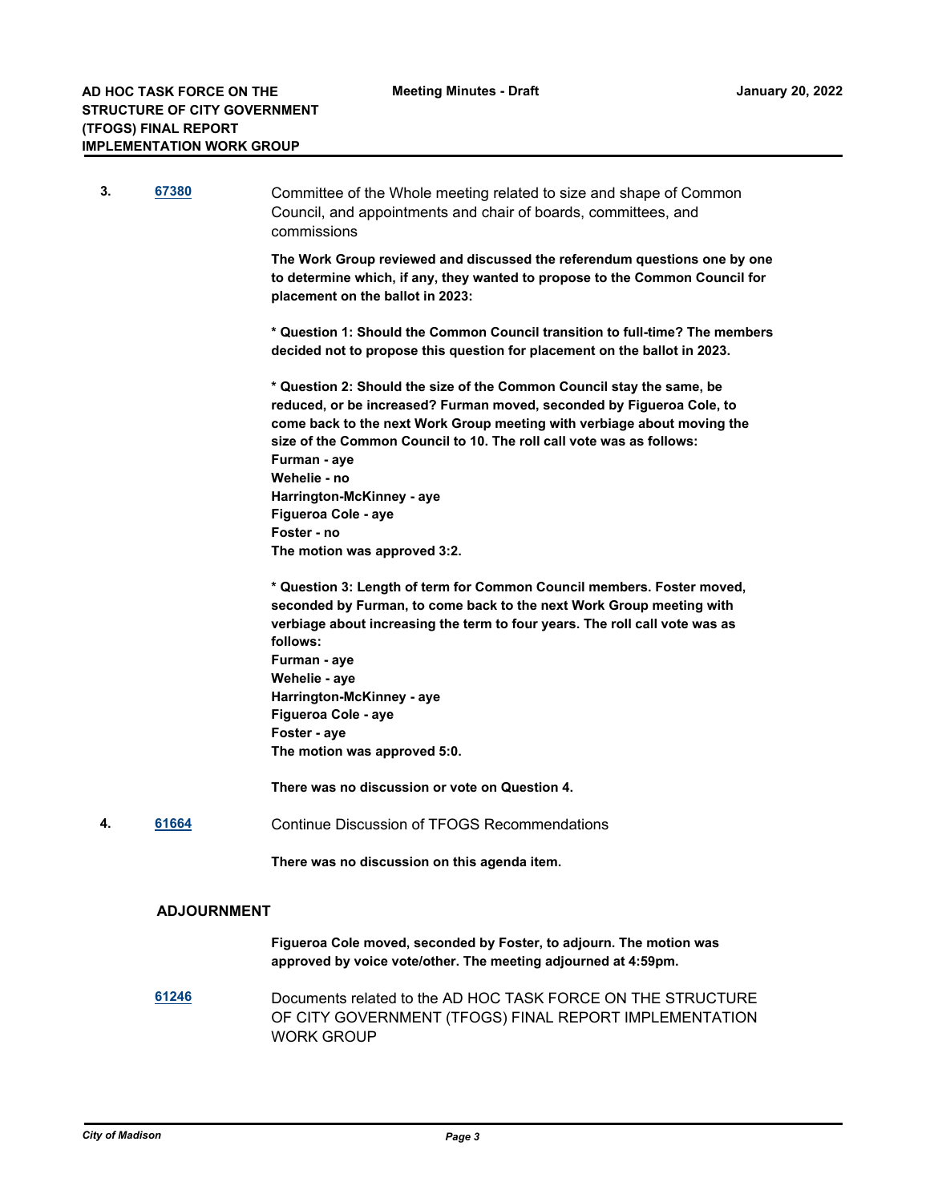**3.** **67380** Committee of the Whole meeting related to size and shape of Common Council, and appointments and chair of boards, committees, and commissions

**The Work Group reviewed and discussed the referendum questions one by one to determine which, if any, they wanted to propose to the Common Council for placement on the ballot in 2023:**

**\* Question 1: Should the Common Council transition to full-time? The members decided not to propose this question for placement on the ballot in 2023.**

**\* Question 2: Should the size of the Common Council stay the same, be reduced, or be increased? Furman moved, seconded by Figueroa Cole, to come back to the next Work Group meeting with verbiage about moving the size of the Common Council to 10. The roll call vote was as follows:**
**Furman - aye**
**Wehelie - no**
**Harrington-McKinney - aye**
**Figueroa Cole - aye**
**Foster - no**
**The motion was approved 3:2.**

**\* Question 3: Length of term for Common Council members. Foster moved, seconded by Furman, to come back to the next Work Group meeting with verbiage about increasing the term to four years. The roll call vote was as follows:**
**Furman - aye**
**Wehelie - aye**
**Harrington-McKinney - aye**
**Figueroa Cole - aye**
**Foster - aye**
**The motion was approved 5:0.**

**There was no discussion or vote on Question 4.**

**4.** **61664** Continue Discussion of TFOGS Recommendations

**There was no discussion on this agenda item.**

## ADJOURNMENT

**Figueroa Cole moved, seconded by Foster, to adjourn. The motion was approved by voice vote/other. The meeting adjourned at 4:59pm.**

**61246** Documents related to the AD HOC TASK FORCE ON THE STRUCTURE OF CITY GOVERNMENT (TFOGS) FINAL REPORT IMPLEMENTATION WORK GROUP